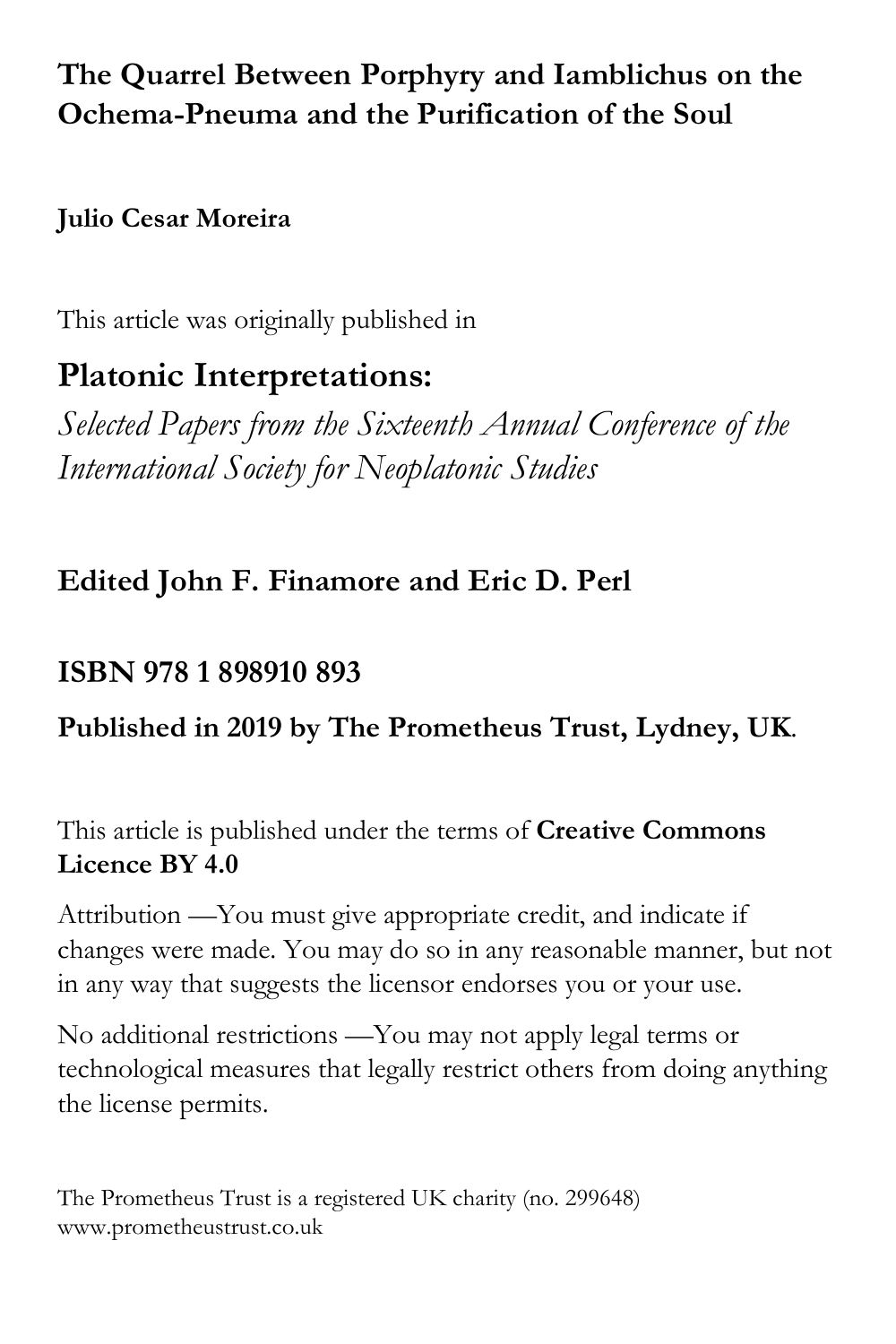# The Quarrel Between Porphyry and Iamblichus on the Ochema-Pneuma and the Purification of the Soul

**Julio Cesar Moreira**

This article was originally published in

## Platonic Interpretations:

*Selected Papers from the Sixteenth Annual Conference of the International Society for Neoplatonic Studies*

**Edited John F. Finamore and Eric D. Perl**

**ISBN 978 1 898910 893**

**Published in 2019 by The Prometheus Trust, Lydney, UK**.

This article is published under the terms of **Creative Commons Licence BY 4.0**

Attribution —You must give appropriate credit, and indicate if changes were made. You may do so in any reasonable manner, but not in any way that suggests the licensor endorses you or your use.

No additional restrictions —You may not apply legal terms or technological measures that legally restrict others from doing anything the license permits.

The Prometheus Trust is a registered UK charity (no. 299648)
www.prometheustrust.co.uk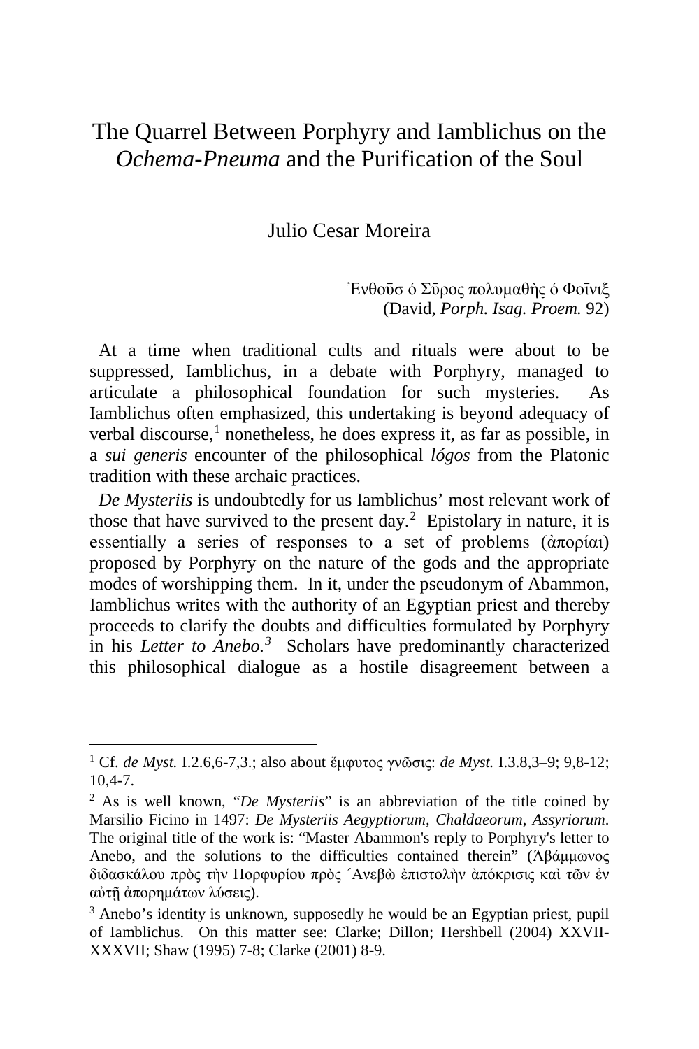# The Quarrel Between Porphyry and Iamblichus on the *Ochema-Pneuma* and the Purification of the Soul

Julio Cesar Moreira

Ἐνθοῦσ ὁ Σῦρος πολυμαθὴς ὁ Φοῖνιξ
(David, *Porph. Isag. Proem.* 92)

At a time when traditional cults and rituals were about to be suppressed, Iamblichus, in a debate with Porphyry, managed to articulate a philosophical foundation for such mysteries. As Iamblichus often emphasized, this undertaking is beyond adequacy of verbal discourse,[1] nonetheless, he does express it, as far as possible, in a *sui generis* encounter of the philosophical *lógos* from the Platonic tradition with these archaic practices.

*De Mysteriis* is undoubtedly for us Iamblichus' most relevant work of those that have survived to the present day.[2] Epistolary in nature, it is essentially a series of responses to a set of problems (ἀπορίαι) proposed by Porphyry on the nature of the gods and the appropriate modes of worshipping them. In it, under the pseudonym of Abammon, Iamblichus writes with the authority of an Egyptian priest and thereby proceeds to clarify the doubts and difficulties formulated by Porphyry in his *Letter to Anebo.*[3] Scholars have predominantly characterized this philosophical dialogue as a hostile disagreement between a

---

[1] Cf. *de Myst.* I.2.6,6-7,3.; also about ἔμφυτος γνῶσις: *de Myst.* I.3.8,3–9; 9,8-12; 10,4-7.

[2] As is well known, "*De Mysteriis*" is an abbreviation of the title coined by Marsilio Ficino in 1497: *De Mysteriis Aegyptiorum, Chaldaeorum, Assyriorum*. The original title of the work is: "Master Abammon's reply to Porphyry's letter to Anebo, and the solutions to the difficulties contained therein" (Ἀβάμμωνος διδασκάλου πρὸς τὴν Πορφυρίου πρὸς ΄Ανεβὼ ἐπιστολὴν ἀπόκρισις καὶ τῶν ἐν αὐτῇ ἀπορημάτων λύσεις).

[3] Anebo's identity is unknown, supposedly he would be an Egyptian priest, pupil of Iamblichus. On this matter see: Clarke; Dillon; Hershbell (2004) XXVII-XXXVII; Shaw (1995) 7-8; Clarke (2001) 8-9.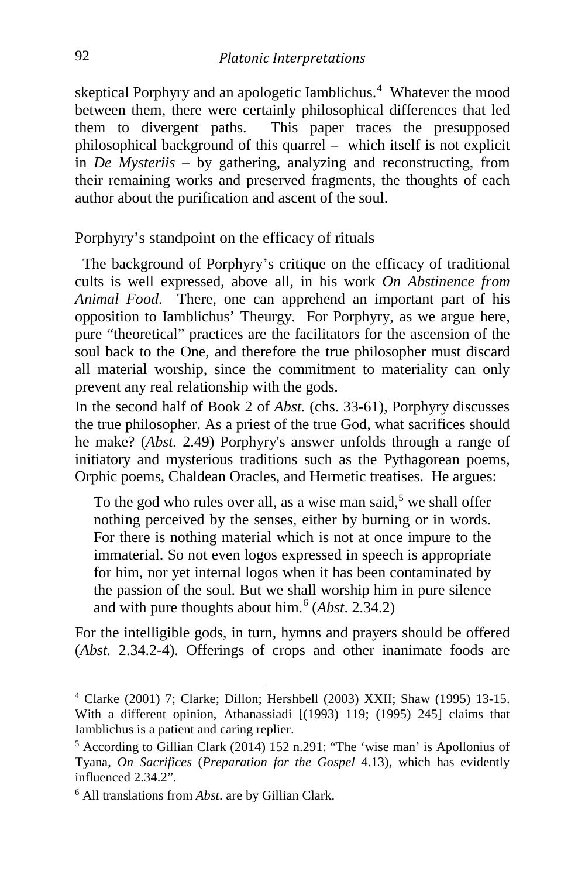skeptical Porphyry and an apologetic Iamblichus.[4] Whatever the mood between them, there were certainly philosophical differences that led them to divergent paths. This paper traces the presupposed philosophical background of this quarrel – which itself is not explicit in *De Mysteriis* – by gathering, analyzing and reconstructing, from their remaining works and preserved fragments, the thoughts of each author about the purification and ascent of the soul.

## Porphyry's standpoint on the efficacy of rituals

The background of Porphyry's critique on the efficacy of traditional cults is well expressed, above all, in his work *On Abstinence from Animal Food*. There, one can apprehend an important part of his opposition to Iamblichus' Theurgy. For Porphyry, as we argue here, pure "theoretical" practices are the facilitators for the ascension of the soul back to the One, and therefore the true philosopher must discard all material worship, since the commitment to materiality can only prevent any real relationship with the gods.

In the second half of Book 2 of *Abst.* (chs. 33-61), Porphyry discusses the true philosopher. As a priest of the true God, what sacrifices should he make? (*Abst.* 2.49) Porphyry's answer unfolds through a range of initiatory and mysterious traditions such as the Pythagorean poems, Orphic poems, Chaldean Oracles, and Hermetic treatises. He argues:

> To the god who rules over all, as a wise man said,[5] we shall offer nothing perceived by the senses, either by burning or in words. For there is nothing material which is not at once impure to the immaterial. So not even logos expressed in speech is appropriate for him, nor yet internal logos when it has been contaminated by the passion of the soul. But we shall worship him in pure silence and with pure thoughts about him.[6] (*Abst*. 2.34.2)

For the intelligible gods, in turn, hymns and prayers should be offered (*Abst.* 2.34.2-4). Offerings of crops and other inanimate foods are

---

[4] Clarke (2001) 7; Clarke; Dillon; Hershbell (2003) XXII; Shaw (1995) 13-15. With a different opinion, Athanassiadi [(1993) 119; (1995) 245] claims that Iamblichus is a patient and caring replier.

[5] According to Gillian Clark (2014) 152 n.291: "The 'wise man' is Apollonius of Tyana, *On Sacrifices* (*Preparation for the Gospel* 4.13), which has evidently influenced 2.34.2".

[6] All translations from *Abst*. are by Gillian Clark.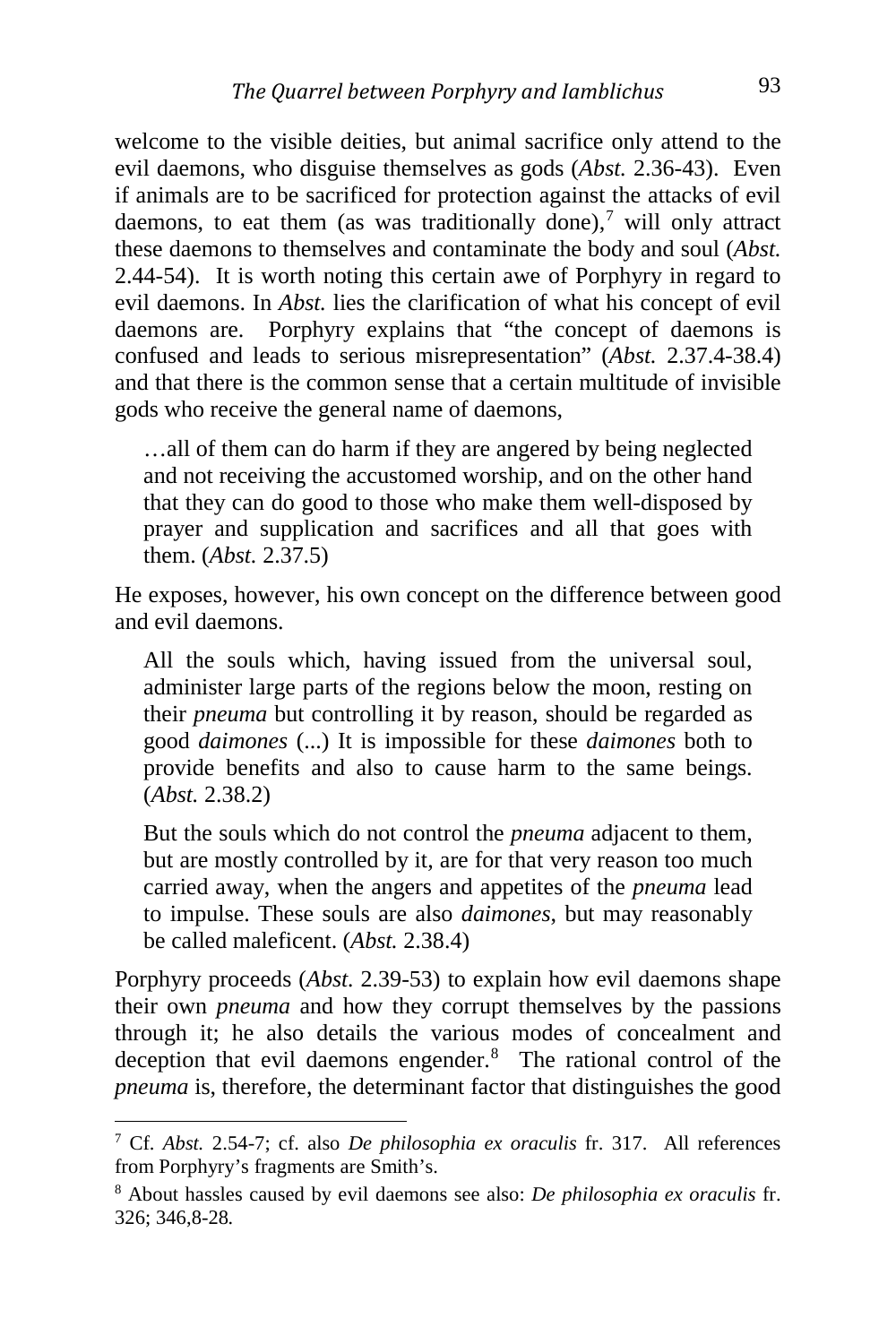welcome to the visible deities, but animal sacrifice only attend to the evil daemons, who disguise themselves as gods (*Abst.* 2.36-43). Even if animals are to be sacrificed for protection against the attacks of evil daemons, to eat them (as was traditionally done),[7] will only attract these daemons to themselves and contaminate the body and soul (*Abst.* 2.44-54). It is worth noting this certain awe of Porphyry in regard to evil daemons. In *Abst.* lies the clarification of what his concept of evil daemons are. Porphyry explains that "the concept of daemons is confused and leads to serious misrepresentation" (*Abst.* 2.37.4-38.4) and that there is the common sense that a certain multitude of invisible gods who receive the general name of daemons,

> …all of them can do harm if they are angered by being neglected and not receiving the accustomed worship, and on the other hand that they can do good to those who make them well-disposed by prayer and supplication and sacrifices and all that goes with them. (*Abst.* 2.37.5)

He exposes, however, his own concept on the difference between good and evil daemons.

> All the souls which, having issued from the universal soul, administer large parts of the regions below the moon, resting on their *pneuma* but controlling it by reason, should be regarded as good *daimones* (...) It is impossible for these *daimones* both to provide benefits and also to cause harm to the same beings. (*Abst.* 2.38.2)
>
> But the souls which do not control the *pneuma* adjacent to them, but are mostly controlled by it, are for that very reason too much carried away, when the angers and appetites of the *pneuma* lead to impulse. These souls are also *daimones*, but may reasonably be called maleficent. (*Abst.* 2.38.4)

Porphyry proceeds (*Abst.* 2.39-53) to explain how evil daemons shape their own *pneuma* and how they corrupt themselves by the passions through it; he also details the various modes of concealment and deception that evil daemons engender.[8] The rational control of the *pneuma* is, therefore, the determinant factor that distinguishes the good

---

[7] Cf. *Abst.* 2.54-7; cf. also *De philosophia ex oraculis* fr. 317. All references from Porphyry's fragments are Smith's.

[8] About hassles caused by evil daemons see also: *De philosophia ex oraculis* fr. 326; 346,8-28.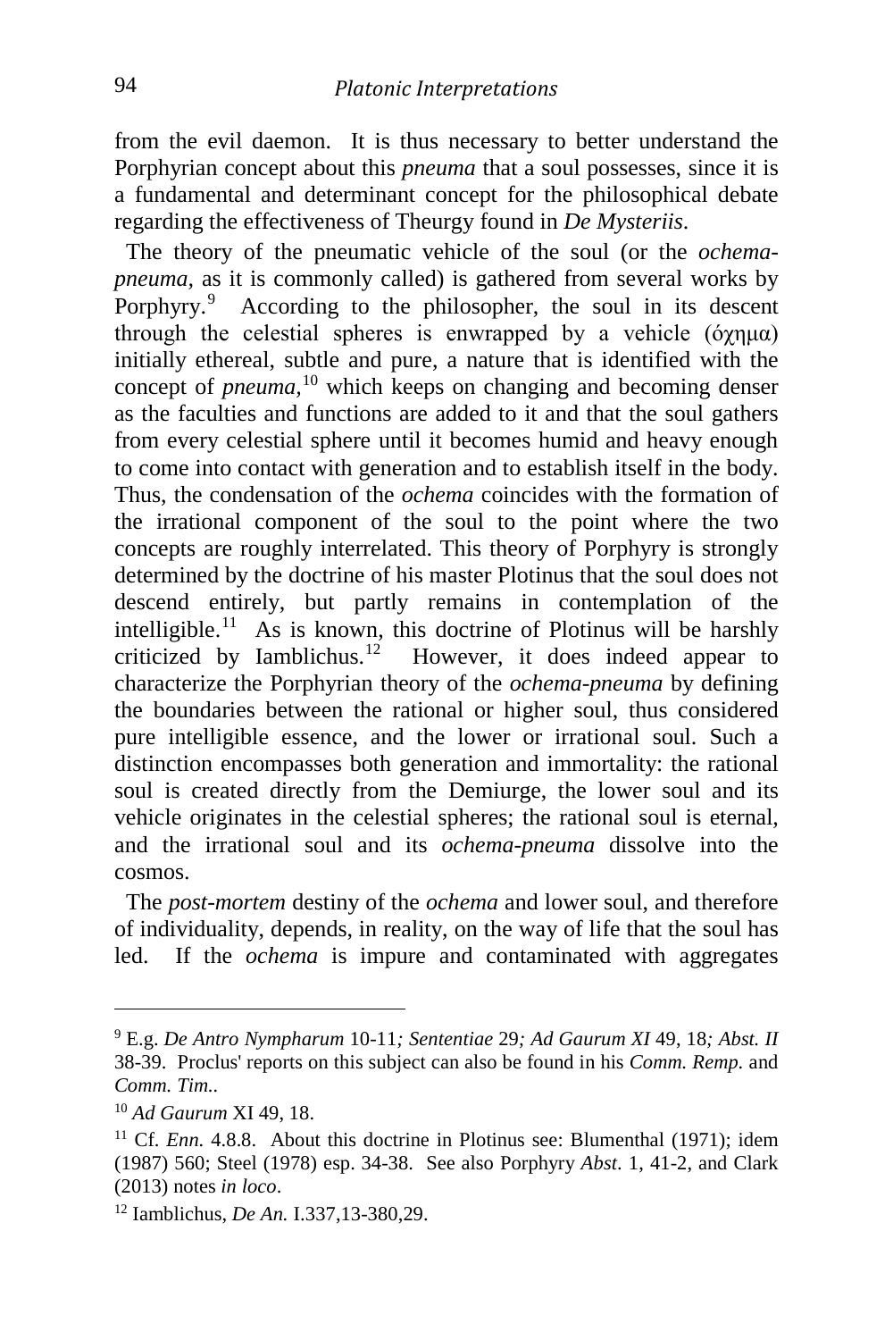from the evil daemon. It is thus necessary to better understand the Porphyrian concept about this *pneuma* that a soul possesses, since it is a fundamental and determinant concept for the philosophical debate regarding the effectiveness of Theurgy found in *De Mysteriis*.

The theory of the pneumatic vehicle of the soul (or the *ochema-pneuma*, as it is commonly called) is gathered from several works by Porphyry.[9] According to the philosopher, the soul in its descent through the celestial spheres is enwrapped by a vehicle (όχημα) initially ethereal, subtle and pure, a nature that is identified with the concept of *pneuma*,[10] which keeps on changing and becoming denser as the faculties and functions are added to it and that the soul gathers from every celestial sphere until it becomes humid and heavy enough to come into contact with generation and to establish itself in the body. Thus, the condensation of the *ochema* coincides with the formation of the irrational component of the soul to the point where the two concepts are roughly interrelated. This theory of Porphyry is strongly determined by the doctrine of his master Plotinus that the soul does not descend entirely, but partly remains in contemplation of the intelligible.[11] As is known, this doctrine of Plotinus will be harshly criticized by Iamblichus.[12] However, it does indeed appear to characterize the Porphyrian theory of the *ochema-pneuma* by defining the boundaries between the rational or higher soul, thus considered pure intelligible essence, and the lower or irrational soul. Such a distinction encompasses both generation and immortality: the rational soul is created directly from the Demiurge, the lower soul and its vehicle originates in the celestial spheres; the rational soul is eternal, and the irrational soul and its *ochema-pneuma* dissolve into the cosmos.

The *post-mortem* destiny of the *ochema* and lower soul, and therefore of individuality, depends, in reality, on the way of life that the soul has led. If the *ochema* is impure and contaminated with aggregates

---

[9] E.g. *De Antro Nympharum* 10-11*; Sententiae* 29*; Ad Gaurum XI* 49, 18*; Abst. II* 38-39. Proclus' reports on this subject can also be found in his *Comm. Remp.* and *Comm. Tim.*.

[10] *Ad Gaurum* XI 49, 18.

[11] Cf. *Enn.* 4.8.8. About this doctrine in Plotinus see: Blumenthal (1971); idem (1987) 560; Steel (1978) esp. 34-38. See also Porphyry *Abst.* 1, 41-2, and Clark (2013) notes *in loco*.

[12] Iamblichus, *De An.* I.337,13-380,29.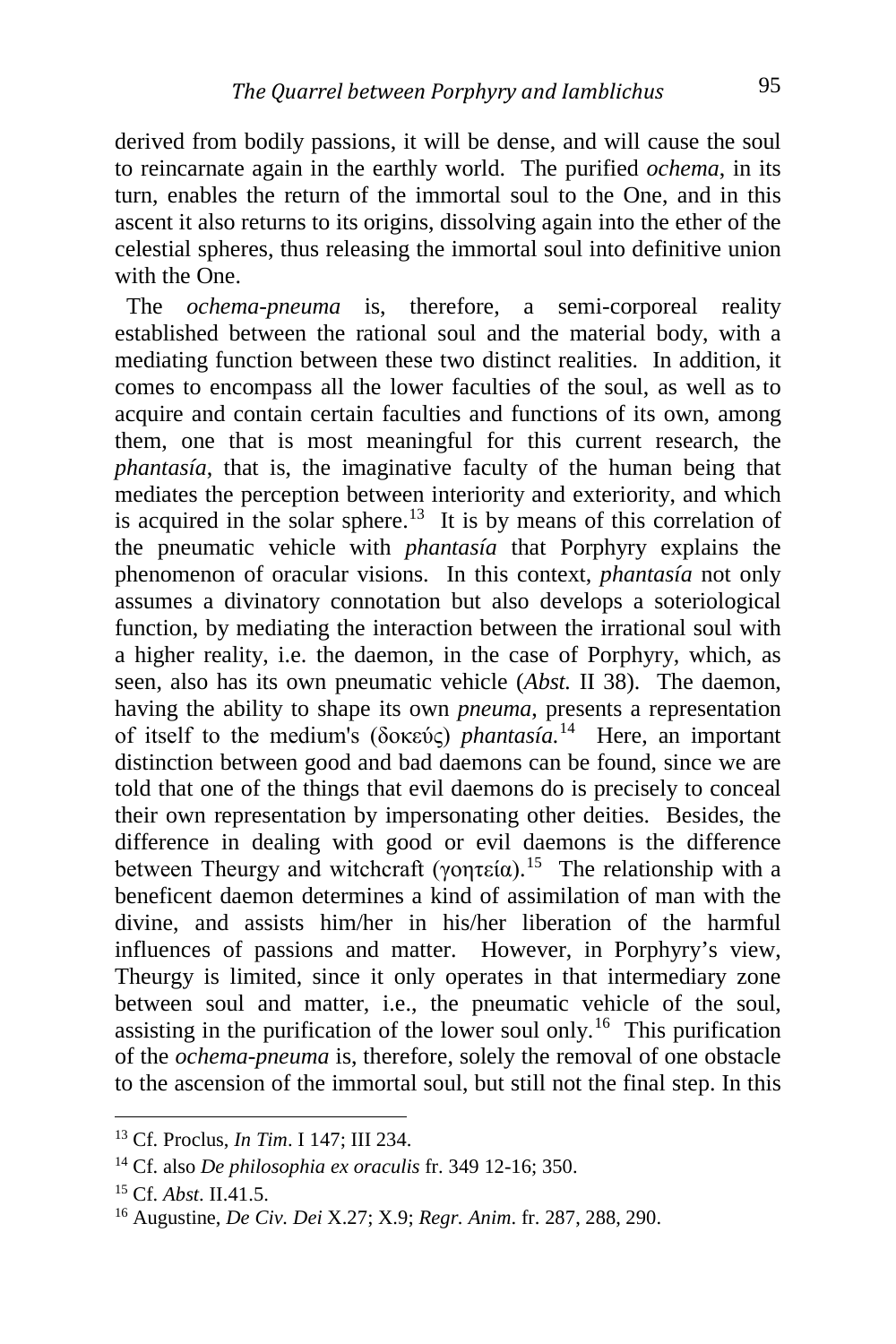derived from bodily passions, it will be dense, and will cause the soul to reincarnate again in the earthly world. The purified *ochema*, in its turn, enables the return of the immortal soul to the One, and in this ascent it also returns to its origins, dissolving again into the ether of the celestial spheres, thus releasing the immortal soul into definitive union with the One.

The *ochema-pneuma* is, therefore, a semi-corporeal reality established between the rational soul and the material body, with a mediating function between these two distinct realities. In addition, it comes to encompass all the lower faculties of the soul, as well as to acquire and contain certain faculties and functions of its own, among them, one that is most meaningful for this current research, the *phantasía*, that is, the imaginative faculty of the human being that mediates the perception between interiority and exteriority, and which is acquired in the solar sphere.[13] It is by means of this correlation of the pneumatic vehicle with *phantasía* that Porphyry explains the phenomenon of oracular visions. In this context, *phantasía* not only assumes a divinatory connotation but also develops a soteriological function, by mediating the interaction between the irrational soul with a higher reality, i.e. the daemon, in the case of Porphyry, which, as seen, also has its own pneumatic vehicle (*Abst.* II 38). The daemon, having the ability to shape its own *pneuma*, presents a representation of itself to the medium's (δοκεύς) *phantasía.*[14] Here, an important distinction between good and bad daemons can be found, since we are told that one of the things that evil daemons do is precisely to conceal their own representation by impersonating other deities. Besides, the difference in dealing with good or evil daemons is the difference between Theurgy and witchcraft (γοητεία).[15] The relationship with a beneficent daemon determines a kind of assimilation of man with the divine, and assists him/her in his/her liberation of the harmful influences of passions and matter. However, in Porphyry's view, Theurgy is limited, since it only operates in that intermediary zone between soul and matter, i.e., the pneumatic vehicle of the soul, assisting in the purification of the lower soul only.[16] This purification of the *ochema-pneuma* is, therefore, solely the removal of one obstacle to the ascension of the immortal soul, but still not the final step. In this

[13] Cf. Proclus, *In Tim*. I 147; III 234.

[14] Cf. also *De philosophia ex oraculis* fr. 349 12-16; 350.

[15] Cf. *Abst*. II.41.5.

[16] Augustine, *De Civ. Dei* X.27; X.9; *Regr. Anim*. fr. 287, 288, 290.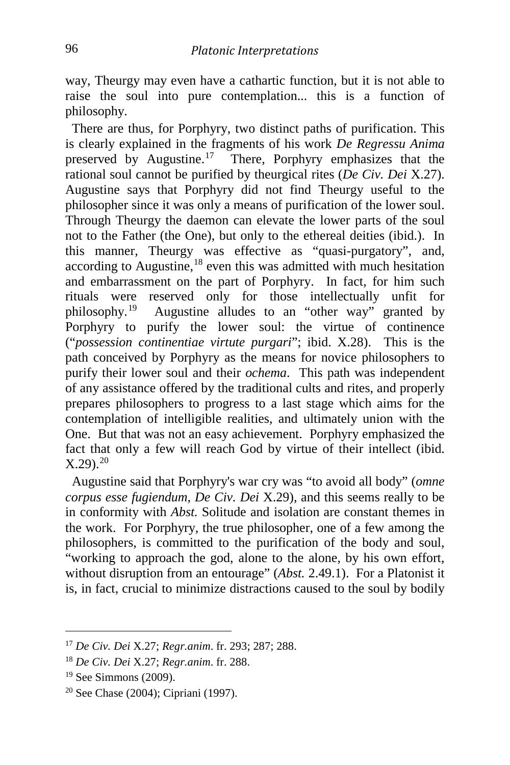way, Theurgy may even have a cathartic function, but it is not able to raise the soul into pure contemplation... this is a function of philosophy.

There are thus, for Porphyry, two distinct paths of purification. This is clearly explained in the fragments of his work *De Regressu Anima* preserved by Augustine.[17] There, Porphyry emphasizes that the rational soul cannot be purified by theurgical rites (*De Civ. Dei* X.27). Augustine says that Porphyry did not find Theurgy useful to the philosopher since it was only a means of purification of the lower soul. Through Theurgy the daemon can elevate the lower parts of the soul not to the Father (the One), but only to the ethereal deities (ibid.). In this manner, Theurgy was effective as "quasi-purgatory", and, according to Augustine,[18] even this was admitted with much hesitation and embarrassment on the part of Porphyry. In fact, for him such rituals were reserved only for those intellectually unfit for philosophy.[19] Augustine alludes to an "other way" granted by Porphyry to purify the lower soul: the virtue of continence ("*possession continentiae virtute purgari*"; ibid. X.28). This is the path conceived by Porphyry as the means for novice philosophers to purify their lower soul and their *ochema*. This path was independent of any assistance offered by the traditional cults and rites, and properly prepares philosophers to progress to a last stage which aims for the contemplation of intelligible realities, and ultimately union with the One. But that was not an easy achievement. Porphyry emphasized the fact that only a few will reach God by virtue of their intellect (ibid. X.29).[20]

Augustine said that Porphyry's war cry was "to avoid all body" (*omne corpus esse fugiendum, De Civ. Dei* X.29), and this seems really to be in conformity with *Abst.* Solitude and isolation are constant themes in the work. For Porphyry, the true philosopher, one of a few among the philosophers, is committed to the purification of the body and soul, "working to approach the god, alone to the alone, by his own effort, without disruption from an entourage" (*Abst.* 2.49.1). For a Platonist it is, in fact, crucial to minimize distractions caused to the soul by bodily

---

[17] *De Civ. Dei* X.27; *Regr.anim*. fr. 293; 287; 288.

[18] *De Civ. Dei* X.27; *Regr.anim*. fr. 288.

[19] See Simmons (2009).

[20] See Chase (2004); Cipriani (1997).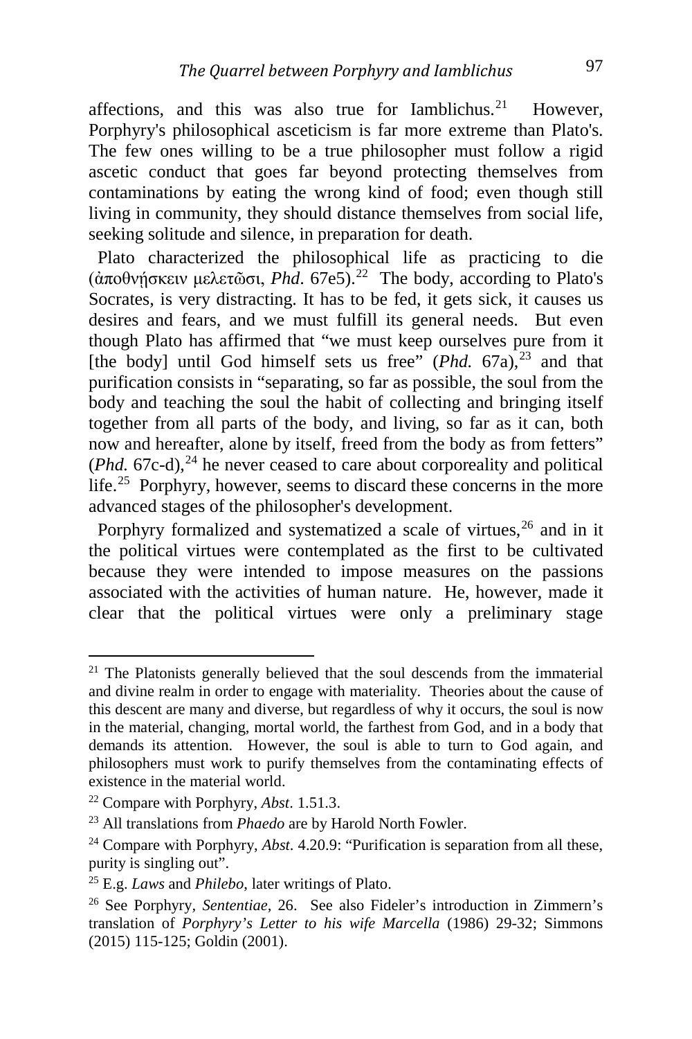affections, and this was also true for Iamblichus.[21] However, Porphyry's philosophical asceticism is far more extreme than Plato's. The few ones willing to be a true philosopher must follow a rigid ascetic conduct that goes far beyond protecting themselves from contaminations by eating the wrong kind of food; even though still living in community, they should distance themselves from social life, seeking solitude and silence, in preparation for death.

Plato characterized the philosophical life as practicing to die (ἀποθνήσκειν μελετῶσι, *Phd*. 67e5).[22] The body, according to Plato's Socrates, is very distracting. It has to be fed, it gets sick, it causes us desires and fears, and we must fulfill its general needs. But even though Plato has affirmed that "we must keep ourselves pure from it [the body] until God himself sets us free" (*Phd.* 67a),[23] and that purification consists in "separating, so far as possible, the soul from the body and teaching the soul the habit of collecting and bringing itself together from all parts of the body, and living, so far as it can, both now and hereafter, alone by itself, freed from the body as from fetters" (*Phd.* 67c-d),[24] he never ceased to care about corporeality and political life.[25] Porphyry, however, seems to discard these concerns in the more advanced stages of the philosopher's development.

Porphyry formalized and systematized a scale of virtues,[26] and in it the political virtues were contemplated as the first to be cultivated because they were intended to impose measures on the passions associated with the activities of human nature. He, however, made it clear that the political virtues were only a preliminary stage

---

[21] The Platonists generally believed that the soul descends from the immaterial and divine realm in order to engage with materiality. Theories about the cause of this descent are many and diverse, but regardless of why it occurs, the soul is now in the material, changing, mortal world, the farthest from God, and in a body that demands its attention. However, the soul is able to turn to God again, and philosophers must work to purify themselves from the contaminating effects of existence in the material world.

[22] Compare with Porphyry, *Abst*. 1.51.3.

[23] All translations from *Phaedo* are by Harold North Fowler.

[24] Compare with Porphyry, *Abst*. 4.20.9: "Purification is separation from all these, purity is singling out".

[25] E.g. *Laws* and *Philebo*, later writings of Plato.

[26] See Porphyry, *Sententiae*, 26. See also Fideler's introduction in Zimmern's translation of *Porphyry's Letter to his wife Marcella* (1986) 29-32; Simmons (2015) 115-125; Goldin (2001).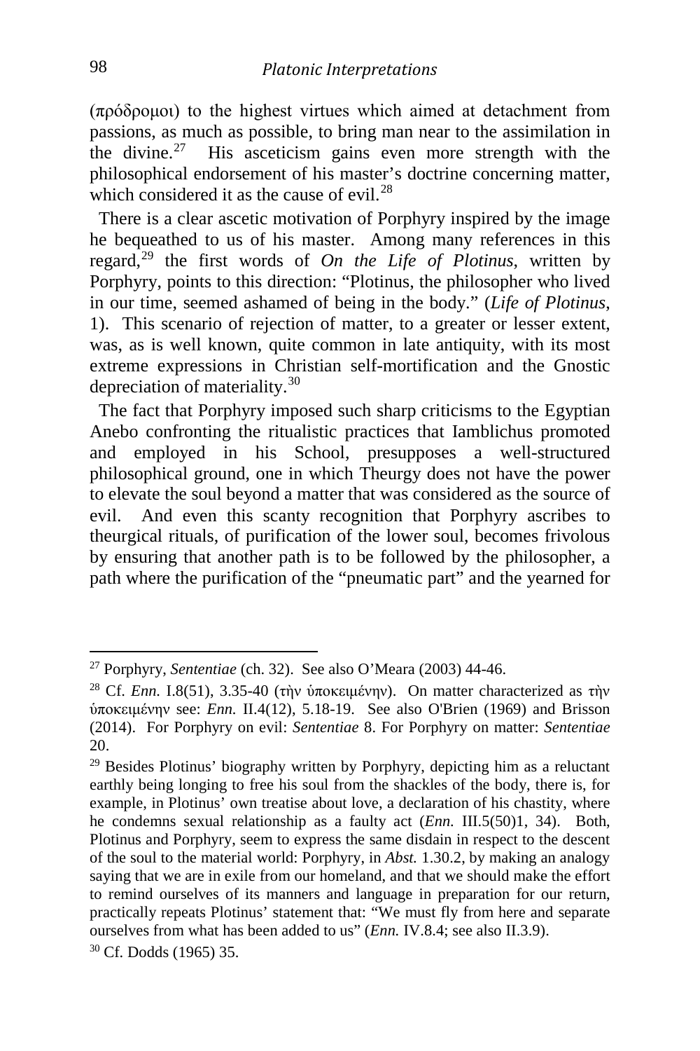(πρόδρομοι) to the highest virtues which aimed at detachment from passions, as much as possible, to bring man near to the assimilation in the divine.[27] His asceticism gains even more strength with the philosophical endorsement of his master's doctrine concerning matter, which considered it as the cause of evil.[28]

There is a clear ascetic motivation of Porphyry inspired by the image he bequeathed to us of his master. Among many references in this regard,[29] the first words of *On the Life of Plotinus*, written by Porphyry, points to this direction: "Plotinus, the philosopher who lived in our time, seemed ashamed of being in the body." (*Life of Plotinus*, 1). This scenario of rejection of matter, to a greater or lesser extent, was, as is well known, quite common in late antiquity, with its most extreme expressions in Christian self-mortification and the Gnostic depreciation of materiality.[30]

The fact that Porphyry imposed such sharp criticisms to the Egyptian Anebo confronting the ritualistic practices that Iamblichus promoted and employed in his School, presupposes a well-structured philosophical ground, one in which Theurgy does not have the power to elevate the soul beyond a matter that was considered as the source of evil. And even this scanty recognition that Porphyry ascribes to theurgical rituals, of purification of the lower soul, becomes frivolous by ensuring that another path is to be followed by the philosopher, a path where the purification of the "pneumatic part" and the yearned for

---

[27] Porphyry, *Sententiae* (ch. 32). See also O'Meara (2003) 44-46.

[28] Cf. *Enn.* I.8(51), 3.35-40 (τὴν ὑποκειμένην). On matter characterized as τὴν ὑποκειμένην see: *Enn.* II.4(12), 5.18-19. See also O'Brien (1969) and Brisson (2014). For Porphyry on evil: *Sententiae* 8. For Porphyry on matter: *Sententiae* 20.

[29] Besides Plotinus' biography written by Porphyry, depicting him as a reluctant earthly being longing to free his soul from the shackles of the body, there is, for example, in Plotinus' own treatise about love, a declaration of his chastity, where he condemns sexual relationship as a faulty act (*Enn.* III.5(50)1, 34). Both, Plotinus and Porphyry, seem to express the same disdain in respect to the descent of the soul to the material world: Porphyry, in *Abst.* 1.30.2, by making an analogy saying that we are in exile from our homeland, and that we should make the effort to remind ourselves of its manners and language in preparation for our return, practically repeats Plotinus' statement that: "We must fly from here and separate ourselves from what has been added to us" (*Enn.* IV.8.4; see also II.3.9).

[30] Cf. Dodds (1965) 35.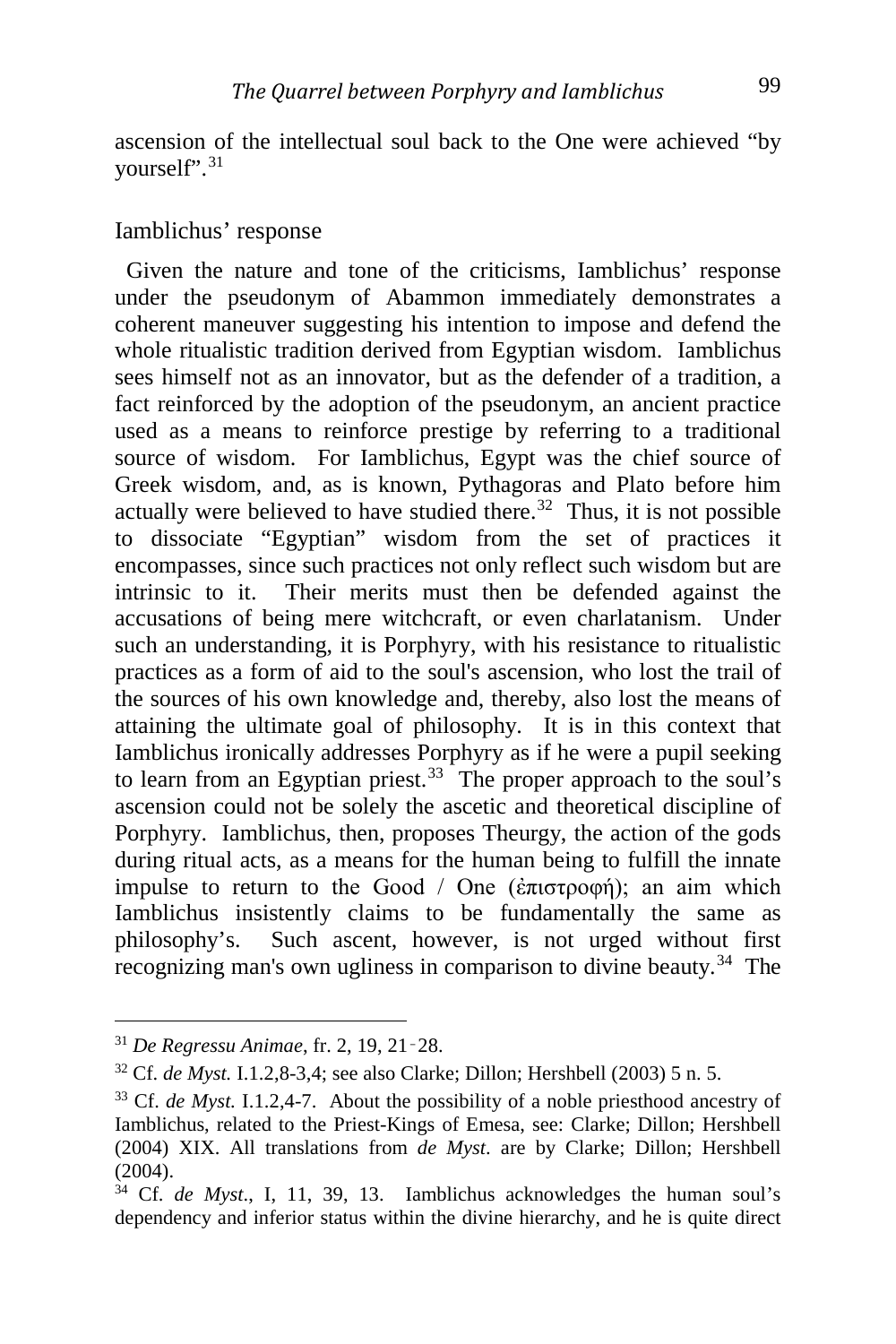ascension of the intellectual soul back to the One were achieved "by yourself".[31]

## Iamblichus' response

Given the nature and tone of the criticisms, Iamblichus' response under the pseudonym of Abammon immediately demonstrates a coherent maneuver suggesting his intention to impose and defend the whole ritualistic tradition derived from Egyptian wisdom. Iamblichus sees himself not as an innovator, but as the defender of a tradition, a fact reinforced by the adoption of the pseudonym, an ancient practice used as a means to reinforce prestige by referring to a traditional source of wisdom. For Iamblichus, Egypt was the chief source of Greek wisdom, and, as is known, Pythagoras and Plato before him actually were believed to have studied there.[32] Thus, it is not possible to dissociate "Egyptian" wisdom from the set of practices it encompasses, since such practices not only reflect such wisdom but are intrinsic to it. Their merits must then be defended against the accusations of being mere witchcraft, or even charlatanism. Under such an understanding, it is Porphyry, with his resistance to ritualistic practices as a form of aid to the soul's ascension, who lost the trail of the sources of his own knowledge and, thereby, also lost the means of attaining the ultimate goal of philosophy. It is in this context that Iamblichus ironically addresses Porphyry as if he were a pupil seeking to learn from an Egyptian priest.[33] The proper approach to the soul's ascension could not be solely the ascetic and theoretical discipline of Porphyry. Iamblichus, then, proposes Theurgy, the action of the gods during ritual acts, as a means for the human being to fulfill the innate impulse to return to the Good / One (ἐπιστροφή); an aim which Iamblichus insistently claims to be fundamentally the same as philosophy's. Such ascent, however, is not urged without first recognizing man's own ugliness in comparison to divine beauty.[34] The

---

[31] *De Regressu Animae*, fr. 2, 19, 21-28.

[32] Cf. *de Myst.* I.1.2,8-3,4; see also Clarke; Dillon; Hershbell (2003) 5 n. 5.

[33] Cf. *de Myst.* I.1.2,4-7. About the possibility of a noble priesthood ancestry of Iamblichus, related to the Priest-Kings of Emesa, see: Clarke; Dillon; Hershbell (2004) XIX. All translations from *de Myst.* are by Clarke; Dillon; Hershbell (2004).

[34] Cf. *de Myst*., I, 11, 39, 13. Iamblichus acknowledges the human soul's dependency and inferior status within the divine hierarchy, and he is quite direct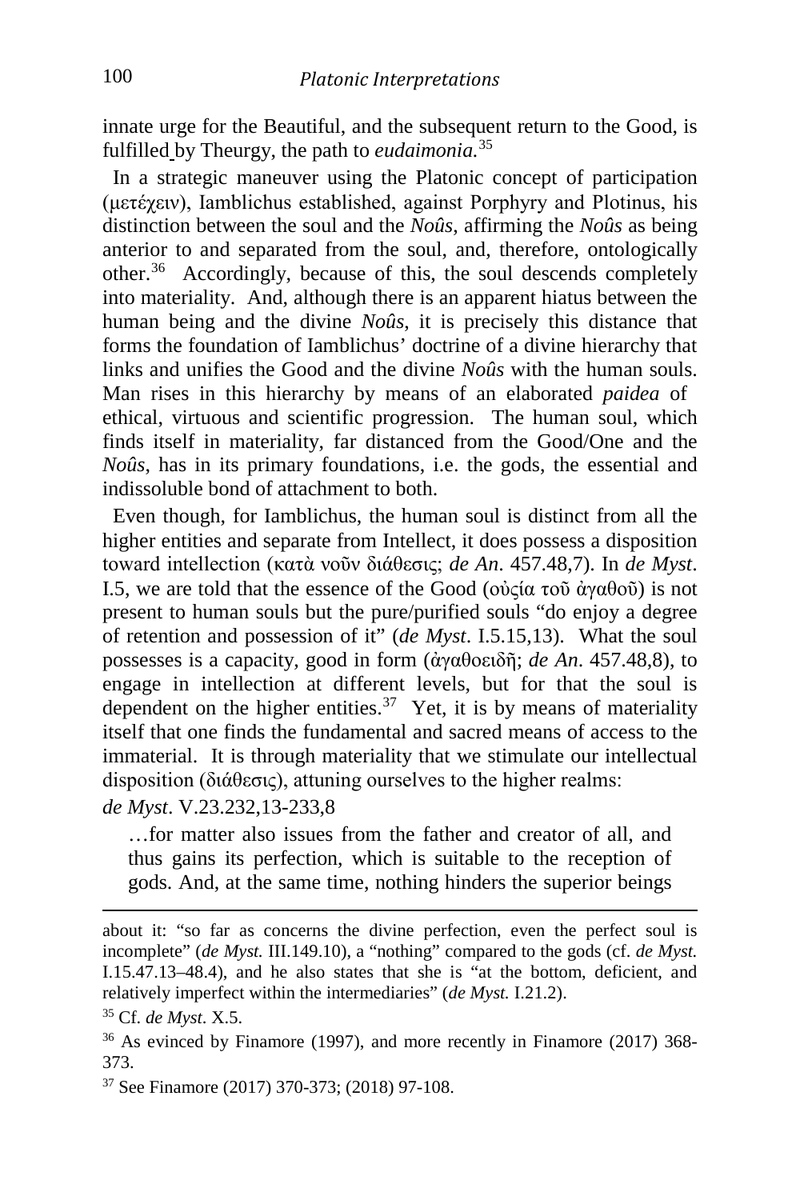innate urge for the Beautiful, and the subsequent return to the Good, is fulfilled by Theurgy, the path to *eudaimonia.*[35]

In a strategic maneuver using the Platonic concept of participation (μετέχειν), Iamblichus established, against Porphyry and Plotinus, his distinction between the soul and the *Noûs*, affirming the *Noûs* as being anterior to and separated from the soul, and, therefore, ontologically other.[36] Accordingly, because of this, the soul descends completely into materiality. And, although there is an apparent hiatus between the human being and the divine *Noûs*, it is precisely this distance that forms the foundation of Iamblichus' doctrine of a divine hierarchy that links and unifies the Good and the divine *Noûs* with the human souls. Man rises in this hierarchy by means of an elaborated *paidea* of ethical, virtuous and scientific progression. The human soul, which finds itself in materiality, far distanced from the Good/One and the *Noûs*, has in its primary foundations, i.e. the gods, the essential and indissoluble bond of attachment to both.

Even though, for Iamblichus, the human soul is distinct from all the higher entities and separate from Intellect, it does possess a disposition toward intellection (κατὰ νοῦν διάθεσις; *de An*. 457.48,7). In *de Myst*. I.5, we are told that the essence of the Good (οὐςία τοῦ ἀγαθοῦ) is not present to human souls but the pure/purified souls "do enjoy a degree of retention and possession of it" (*de Myst*. I.5.15,13). What the soul possesses is a capacity, good in form (ἀγαθοειδῆ; *de An*. 457.48,8), to engage in intellection at different levels, but for that the soul is dependent on the higher entities.[37] Yet, it is by means of materiality itself that one finds the fundamental and sacred means of access to the immaterial. It is through materiality that we stimulate our intellectual disposition (διάθεσις), attuning ourselves to the higher realms:

*de Myst*. V.23.232,13-233,8

> …for matter also issues from the father and creator of all, and thus gains its perfection, which is suitable to the reception of gods. And, at the same time, nothing hinders the superior beings

---

about it: "so far as concerns the divine perfection, even the perfect soul is incomplete" (*de Myst.* III.149.10), a "nothing" compared to the gods (cf. *de Myst.* I.15.47.13–48.4), and he also states that she is "at the bottom, deficient, and relatively imperfect within the intermediaries" (*de Myst.* I.21.2).

[35] Cf. *de Myst*. X.5.

[36] As evinced by Finamore (1997), and more recently in Finamore (2017) 368-373.

[37] See Finamore (2017) 370-373; (2018) 97-108.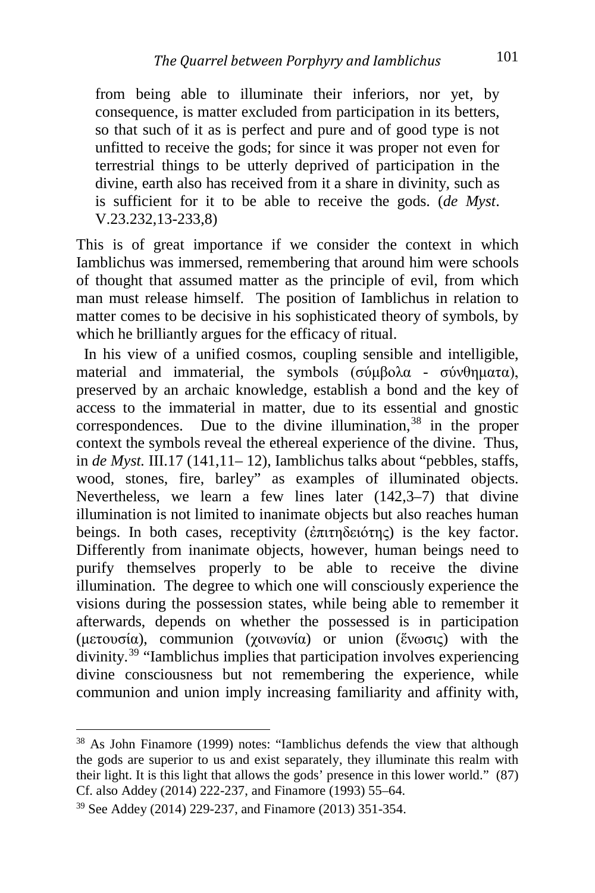> from being able to illuminate their inferiors, nor yet, by consequence, is matter excluded from participation in its betters, so that such of it as is perfect and pure and of good type is not unfitted to receive the gods; for since it was proper not even for terrestrial things to be utterly deprived of participation in the divine, earth also has received from it a share in divinity, such as is sufficient for it to be able to receive the gods. (*de Myst*. V.23.232,13-233,8)

This is of great importance if we consider the context in which Iamblichus was immersed, remembering that around him were schools of thought that assumed matter as the principle of evil, from which man must release himself. The position of Iamblichus in relation to matter comes to be decisive in his sophisticated theory of symbols, by which he brilliantly argues for the efficacy of ritual.

In his view of a unified cosmos, coupling sensible and intelligible, material and immaterial, the symbols (σύμβολα - σύνθηματα), preserved by an archaic knowledge, establish a bond and the key of access to the immaterial in matter, due to its essential and gnostic correspondences. Due to the divine illumination,[38] in the proper context the symbols reveal the ethereal experience of the divine. Thus, in *de Myst.* III.17 (141,11– 12), Iamblichus talks about "pebbles, staffs, wood, stones, fire, barley" as examples of illuminated objects. Nevertheless, we learn a few lines later (142,3–7) that divine illumination is not limited to inanimate objects but also reaches human beings. In both cases, receptivity (ἐπιτηδειότης) is the key factor. Differently from inanimate objects, however, human beings need to purify themselves properly to be able to receive the divine illumination. The degree to which one will consciously experience the visions during the possession states, while being able to remember it afterwards, depends on whether the possessed is in participation (μετουσία), communion (χοινωνία) or union (ἕνωσις) with the divinity.[39] "Iamblichus implies that participation involves experiencing divine consciousness but not remembering the experience, while communion and union imply increasing familiarity and affinity with,

---

[38] As John Finamore (1999) notes: "Iamblichus defends the view that although the gods are superior to us and exist separately, they illuminate this realm with their light. It is this light that allows the gods' presence in this lower world." (87) Cf. also Addey (2014) 222-237, and Finamore (1993) 55–64.

[39] See Addey (2014) 229-237, and Finamore (2013) 351-354.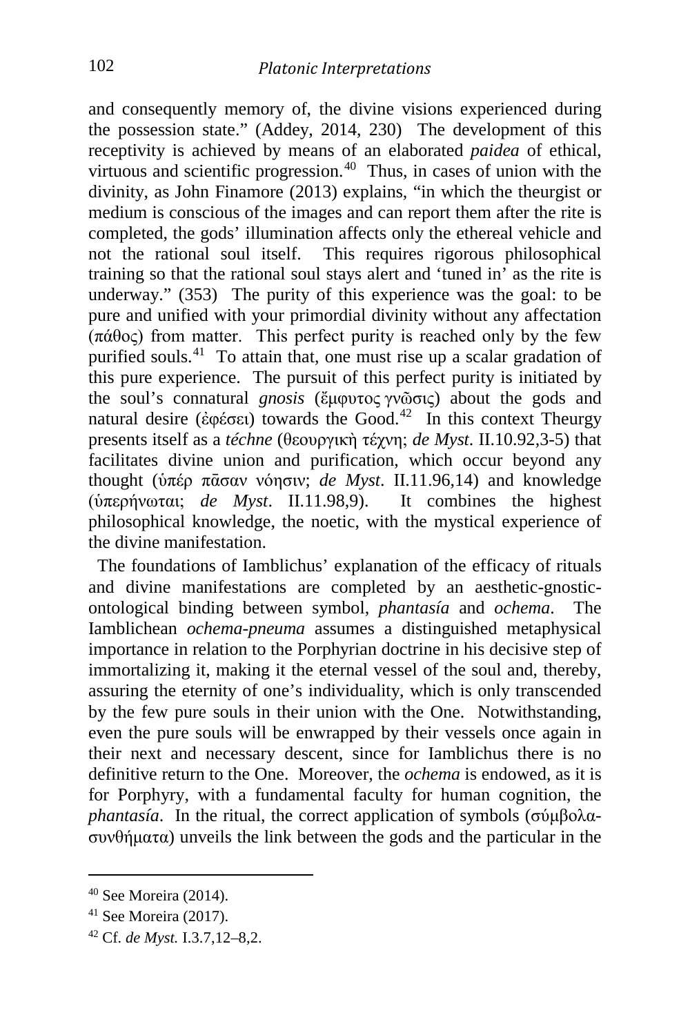and consequently memory of, the divine visions experienced during the possession state." (Addey, 2014, 230) The development of this receptivity is achieved by means of an elaborated *paidea* of ethical, virtuous and scientific progression.[40] Thus, in cases of union with the divinity, as John Finamore (2013) explains, "in which the theurgist or medium is conscious of the images and can report them after the rite is completed, the gods' illumination affects only the ethereal vehicle and not the rational soul itself. This requires rigorous philosophical training so that the rational soul stays alert and 'tuned in' as the rite is underway." (353) The purity of this experience was the goal: to be pure and unified with your primordial divinity without any affectation (πάθος) from matter. This perfect purity is reached only by the few purified souls.[41] To attain that, one must rise up a scalar gradation of this pure experience. The pursuit of this perfect purity is initiated by the soul's connatural *gnosis* (ἔμφυτος γνῶσις) about the gods and natural desire (ἐφέσει) towards the Good.[42] In this context Theurgy presents itself as a *téchne* (θεουργικὴ τέχνη; *de Myst*. II.10.92,3-5) that facilitates divine union and purification, which occur beyond any thought (ὑπέρ πᾶσαν νόησιν; *de Myst*. II.11.96,14) and knowledge (ὑπερήνωται; *de Myst*. II.11.98,9). It combines the highest philosophical knowledge, the noetic, with the mystical experience of the divine manifestation.

The foundations of Iamblichus' explanation of the efficacy of rituals and divine manifestations are completed by an aesthetic-gnostic-ontological binding between symbol, *phantasía* and *ochema*. The Iamblichean *ochema-pneuma* assumes a distinguished metaphysical importance in relation to the Porphyrian doctrine in his decisive step of immortalizing it, making it the eternal vessel of the soul and, thereby, assuring the eternity of one's individuality, which is only transcended by the few pure souls in their union with the One. Notwithstanding, even the pure souls will be enwrapped by their vessels once again in their next and necessary descent, since for Iamblichus there is no definitive return to the One. Moreover, the *ochema* is endowed, as it is for Porphyry, with a fundamental faculty for human cognition, the *phantasía*. In the ritual, the correct application of symbols (σύμβολα-συνθήματα) unveils the link between the gods and the particular in the

---

[40] See Moreira (2014).

[41] See Moreira (2017).

[42] Cf. *de Myst.* I.3.7,12–8,2.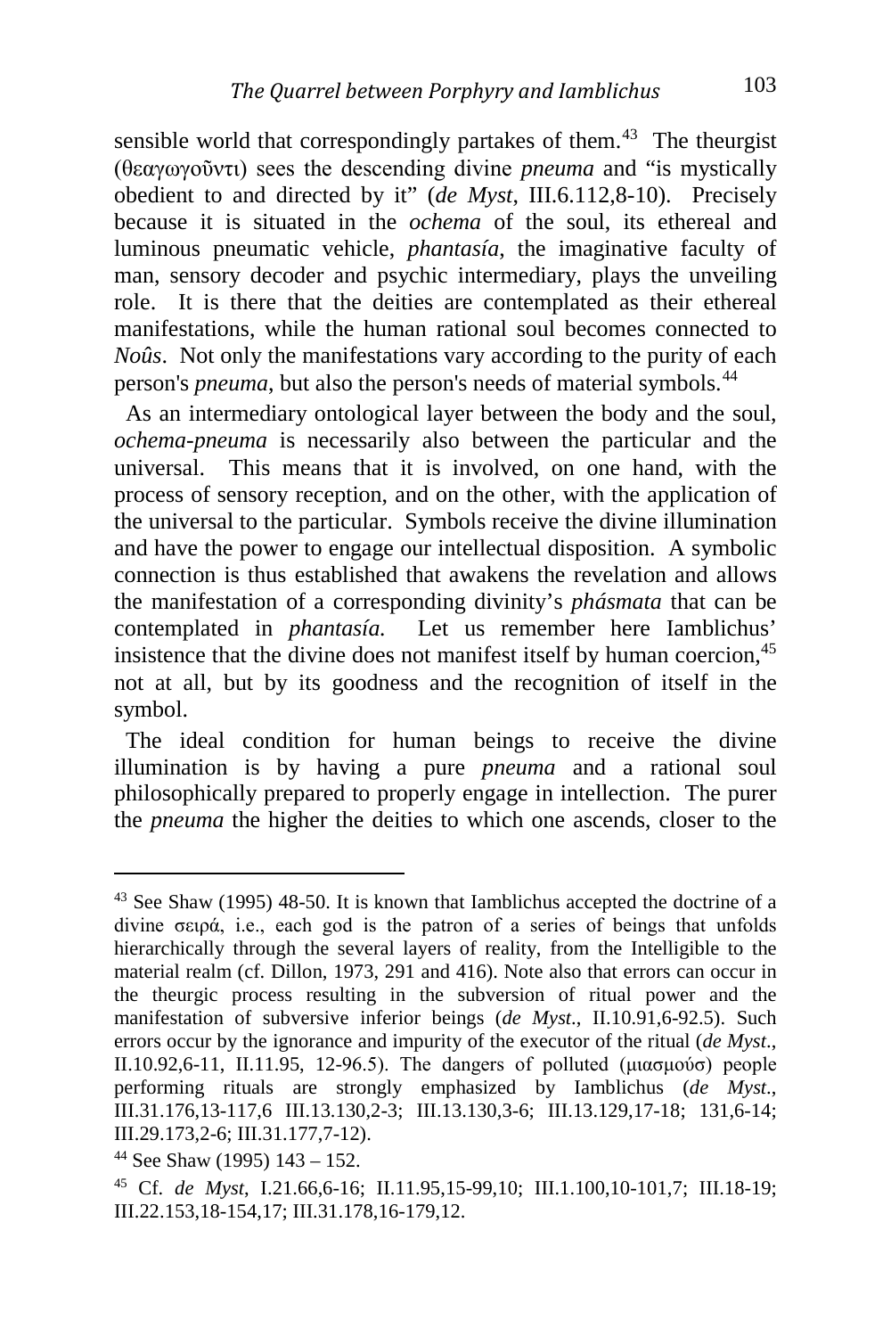sensible world that correspondingly partakes of them.[43] The theurgist (θεαγωγοῦντι) sees the descending divine *pneuma* and "is mystically obedient to and directed by it" (*de Myst*, III.6.112,8-10). Precisely because it is situated in the *ochema* of the soul, its ethereal and luminous pneumatic vehicle, *phantasía*, the imaginative faculty of man, sensory decoder and psychic intermediary, plays the unveiling role. It is there that the deities are contemplated as their ethereal manifestations, while the human rational soul becomes connected to *Noûs*. Not only the manifestations vary according to the purity of each person's *pneuma*, but also the person's needs of material symbols.[44]

As an intermediary ontological layer between the body and the soul, *ochema-pneuma* is necessarily also between the particular and the universal. This means that it is involved, on one hand, with the process of sensory reception, and on the other, with the application of the universal to the particular. Symbols receive the divine illumination and have the power to engage our intellectual disposition. A symbolic connection is thus established that awakens the revelation and allows the manifestation of a corresponding divinity's *phásmata* that can be contemplated in *phantasía.* Let us remember here Iamblichus' insistence that the divine does not manifest itself by human coercion,[45] not at all, but by its goodness and the recognition of itself in the symbol.

The ideal condition for human beings to receive the divine illumination is by having a pure *pneuma* and a rational soul philosophically prepared to properly engage in intellection. The purer the *pneuma* the higher the deities to which one ascends, closer to the

---

[43] See Shaw (1995) 48-50. It is known that Iamblichus accepted the doctrine of a divine σειρά, i.e., each god is the patron of a series of beings that unfolds hierarchically through the several layers of reality, from the Intelligible to the material realm (cf. Dillon, 1973, 291 and 416). Note also that errors can occur in the theurgic process resulting in the subversion of ritual power and the manifestation of subversive inferior beings (*de Myst*., II.10.91,6-92.5). Such errors occur by the ignorance and impurity of the executor of the ritual (*de Myst*., II.10.92,6-11, II.11.95, 12-96.5). The dangers of polluted (μιασμούσ) people performing rituals are strongly emphasized by Iamblichus (*de Myst*., III.31.176,13-117,6 III.13.130,2-3; III.13.130,3-6; III.13.129,17-18; 131,6-14; III.29.173,2-6; III.31.177,7-12).

[44] See Shaw (1995) 143 – 152.

[45] Cf. *de Myst*, I.21.66,6-16; II.11.95,15-99,10; III.1.100,10-101,7; III.18-19; III.22.153,18-154,17; III.31.178,16-179,12.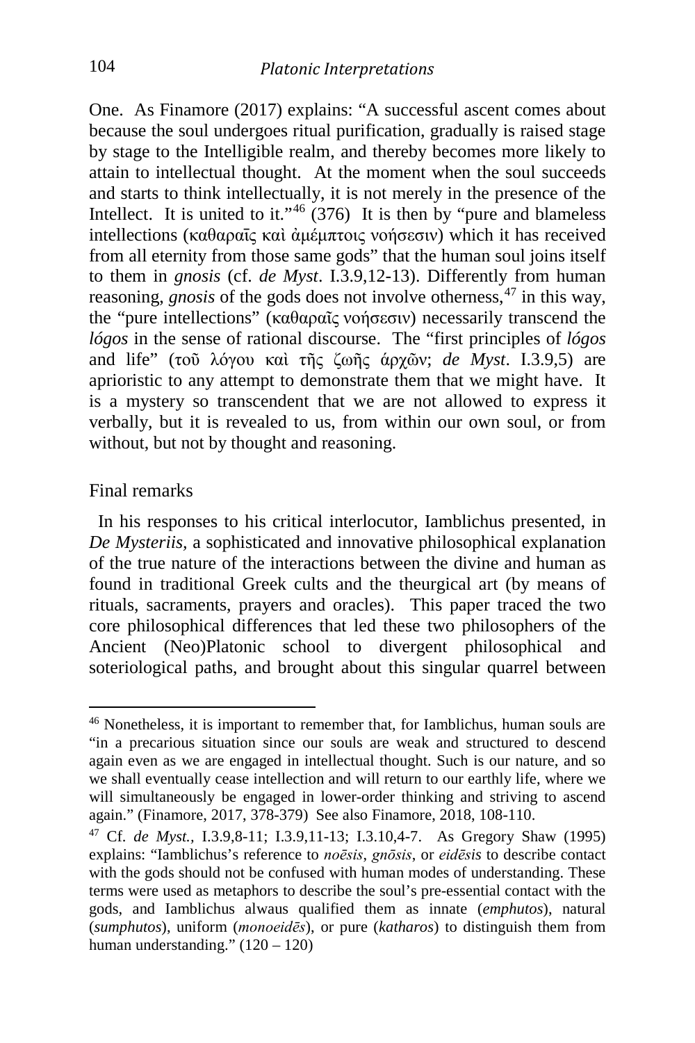One. As Finamore (2017) explains: "A successful ascent comes about because the soul undergoes ritual purification, gradually is raised stage by stage to the Intelligible realm, and thereby becomes more likely to attain to intellectual thought. At the moment when the soul succeeds and starts to think intellectually, it is not merely in the presence of the Intellect. It is united to it."[46] (376) It is then by "pure and blameless intellections (καθαραῖς καὶ ἀμέμπτοις νοήσεσιν) which it has received from all eternity from those same gods" that the human soul joins itself to them in *gnosis* (cf. *de Myst*. I.3.9,12-13). Differently from human reasoning, *gnosis* of the gods does not involve otherness,[47] in this way, the "pure intellections" (καθαραῖς νοήσεσιν) necessarily transcend the *lógos* in the sense of rational discourse. The "first principles of *lógos* and life" (τοῦ λόγου καὶ τῆς ζωῆς ἀρχῶν; *de Myst*. I.3.9,5) are aprioristic to any attempt to demonstrate them that we might have. It is a mystery so transcendent that we are not allowed to express it verbally, but it is revealed to us, from within our own soul, or from without, but not by thought and reasoning.

## Final remarks

In his responses to his critical interlocutor, Iamblichus presented, in *De Mysteriis*, a sophisticated and innovative philosophical explanation of the true nature of the interactions between the divine and human as found in traditional Greek cults and the theurgical art (by means of rituals, sacraments, prayers and oracles). This paper traced the two core philosophical differences that led these two philosophers of the Ancient (Neo)Platonic school to divergent philosophical and soteriological paths, and brought about this singular quarrel between

---

[46] Nonetheless, it is important to remember that, for Iamblichus, human souls are "in a precarious situation since our souls are weak and structured to descend again even as we are engaged in intellectual thought. Such is our nature, and so we shall eventually cease intellection and will return to our earthly life, where we will simultaneously be engaged in lower-order thinking and striving to ascend again." (Finamore, 2017, 378-379) See also Finamore, 2018, 108-110.

[47] Cf. *de Myst.*, I.3.9,8-11; I.3.9,11-13; I.3.10,4-7. As Gregory Shaw (1995) explains: "Iamblichus's reference to *noēsis*, *gnōsis*, or *eidēsis* to describe contact with the gods should not be confused with human modes of understanding. These terms were used as metaphors to describe the soul's pre-essential contact with the gods, and Iamblichus alwaus qualified them as innate (***emphutos***), natural (***sumphutos***), uniform (*monoeidēs*), or pure (***katharos***) to distinguish them from human understanding." (120 – 120)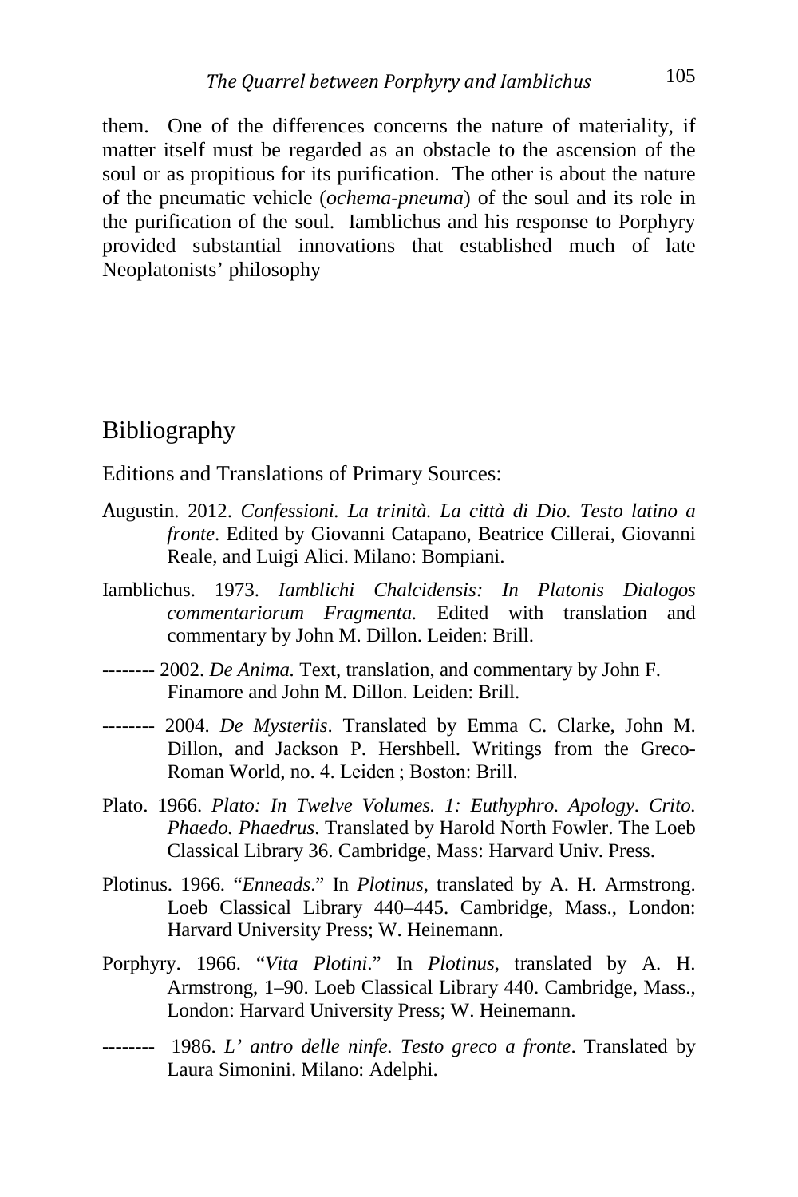them. One of the differences concerns the nature of materiality, if matter itself must be regarded as an obstacle to the ascension of the soul or as propitious for its purification. The other is about the nature of the pneumatic vehicle (*ochema-pneuma*) of the soul and its role in the purification of the soul. Iamblichus and his response to Porphyry provided substantial innovations that established much of late Neoplatonists' philosophy

## Bibliography

Editions and Translations of Primary Sources:

Augustin. 2012. *Confessioni. La trinità. La città di Dio. Testo latino a fronte*. Edited by Giovanni Catapano, Beatrice Cillerai, Giovanni Reale, and Luigi Alici. Milano: Bompiani.

Iamblichus. 1973. *Iamblichi Chalcidensis: In Platonis Dialogos commentariorum Fragmenta.* Edited with translation and commentary by John M. Dillon. Leiden: Brill.

-------- 2002. *De Anima.* Text, translation, and commentary by John F. Finamore and John M. Dillon. Leiden: Brill.

-------- 2004. *De Mysteriis*. Translated by Emma C. Clarke, John M. Dillon, and Jackson P. Hershbell. Writings from the Greco-Roman World, no. 4. Leiden ; Boston: Brill.

Plato. 1966. *Plato: In Twelve Volumes. 1: Euthyphro. Apology. Crito. Phaedo. Phaedrus*. Translated by Harold North Fowler. The Loeb Classical Library 36. Cambridge, Mass: Harvard Univ. Press.

Plotinus. 1966. "*Enneads*." In *Plotinus*, translated by A. H. Armstrong. Loeb Classical Library 440–445. Cambridge, Mass., London: Harvard University Press; W. Heinemann.

Porphyry. 1966. "*Vita Plotini*." In *Plotinus*, translated by A. H. Armstrong, 1–90. Loeb Classical Library 440. Cambridge, Mass., London: Harvard University Press; W. Heinemann.

-------- 1986. *L' antro delle ninfe. Testo greco a fronte*. Translated by Laura Simonini. Milano: Adelphi.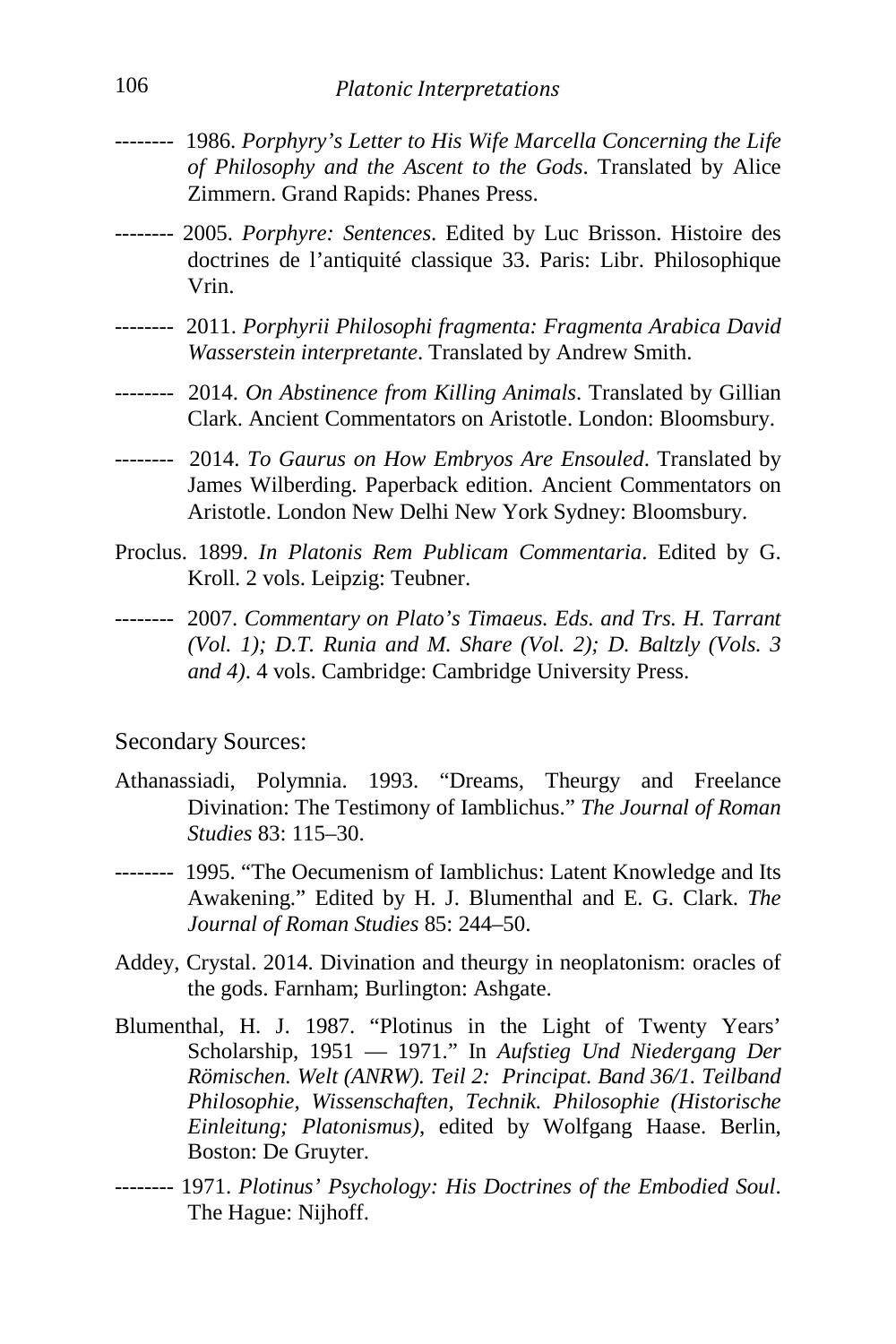-------- 1986. *Porphyry's Letter to His Wife Marcella Concerning the Life of Philosophy and the Ascent to the Gods*. Translated by Alice Zimmern. Grand Rapids: Phanes Press.

-------- 2005. *Porphyre: Sentences*. Edited by Luc Brisson. Histoire des doctrines de l'antiquité classique 33. Paris: Libr. Philosophique Vrin.

-------- 2011. *Porphyrii Philosophi fragmenta: Fragmenta Arabica David Wasserstein interpretante*. Translated by Andrew Smith.

-------- 2014. *On Abstinence from Killing Animals*. Translated by Gillian Clark. Ancient Commentators on Aristotle. London: Bloomsbury.

-------- 2014. *To Gaurus on How Embryos Are Ensouled*. Translated by James Wilberding. Paperback edition. Ancient Commentators on Aristotle. London New Delhi New York Sydney: Bloomsbury.

Proclus. 1899. *In Platonis Rem Publicam Commentaria*. Edited by G. Kroll. 2 vols. Leipzig: Teubner.

-------- 2007. *Commentary on Plato's Timaeus. Eds. and Trs. H. Tarrant (Vol. 1); D.T. Runia and M. Share (Vol. 2); D. Baltzly (Vols. 3 and 4)*. 4 vols. Cambridge: Cambridge University Press.

Secondary Sources:

Athanassiadi, Polymnia. 1993. "Dreams, Theurgy and Freelance Divination: The Testimony of Iamblichus." *The Journal of Roman Studies* 83: 115–30.

-------- 1995. "The Oecumenism of Iamblichus: Latent Knowledge and Its Awakening." Edited by H. J. Blumenthal and E. G. Clark. *The Journal of Roman Studies* 85: 244–50.

Addey, Crystal. 2014. Divination and theurgy in neoplatonism: oracles of the gods. Farnham; Burlington: Ashgate.

Blumenthal, H. J. 1987. "Plotinus in the Light of Twenty Years' Scholarship, 1951 — 1971." In *Aufstieg Und Niedergang Der Römischen. Welt (ANRW). Teil 2: Principat. Band 36/1. Teilband Philosophie, Wissenschaften, Technik. Philosophie (Historische Einleitung; Platonismus)*, edited by Wolfgang Haase. Berlin, Boston: De Gruyter.

-------- 1971. *Plotinus' Psychology: His Doctrines of the Embodied Soul*. The Hague: Nijhoff.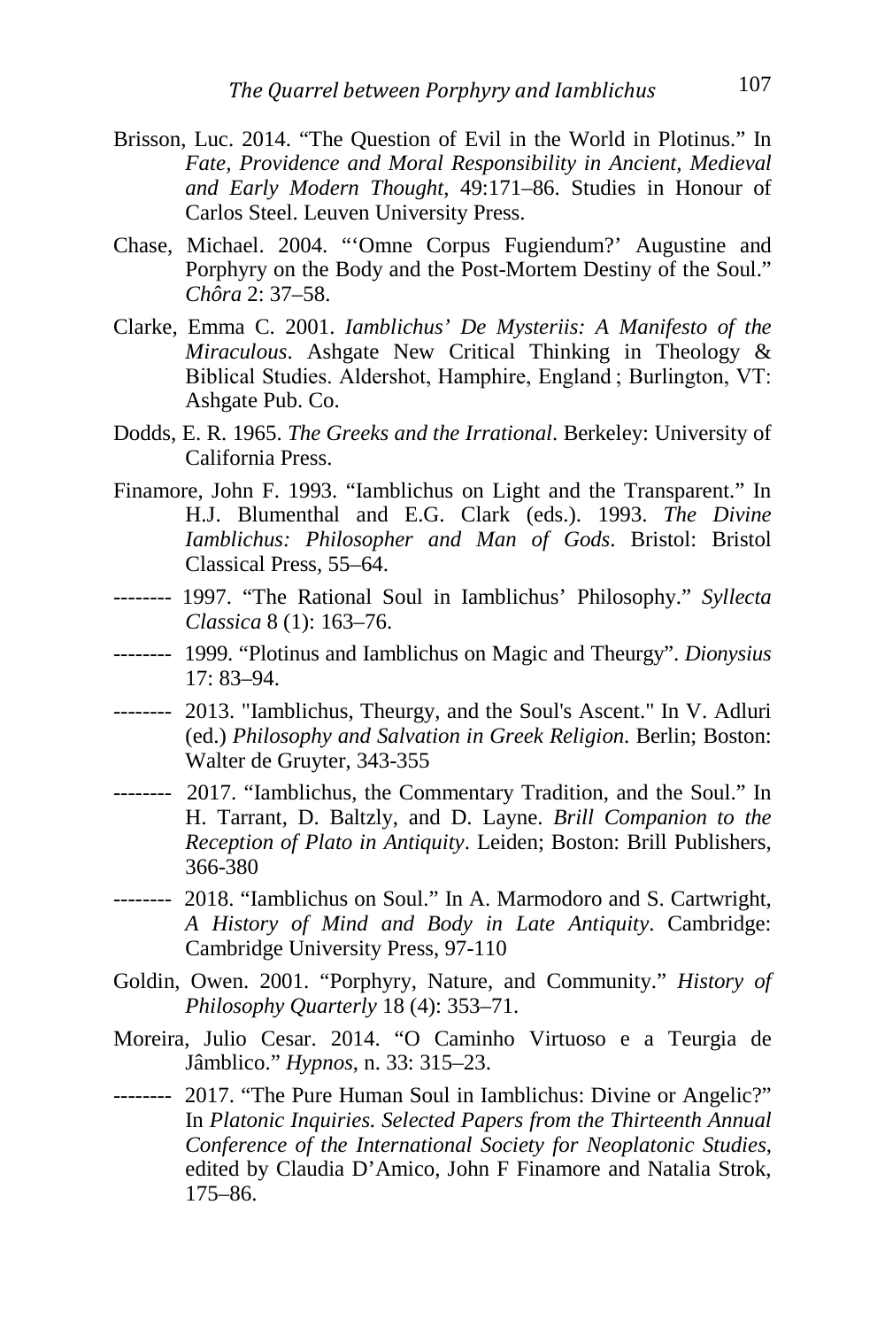Brisson, Luc. 2014. “The Question of Evil in the World in Plotinus.” In *Fate, Providence and Moral Responsibility in Ancient, Medieval and Early Modern Thought*, 49:171–86. Studies in Honour of Carlos Steel. Leuven University Press.

Chase, Michael. 2004. “‘Omne Corpus Fugiendum?’ Augustine and Porphyry on the Body and the Post-Mortem Destiny of the Soul.” *Chôra* 2: 37–58.

Clarke, Emma C. 2001. *Iamblichus’ De Mysteriis: A Manifesto of the Miraculous*. Ashgate New Critical Thinking in Theology & Biblical Studies. Aldershot, Hamphire, England ; Burlington, VT: Ashgate Pub. Co.

Dodds, E. R. 1965. *The Greeks and the Irrational*. Berkeley: University of California Press.

Finamore, John F. 1993. “Iamblichus on Light and the Transparent.” In H.J. Blumenthal and E.G. Clark (eds.). 1993. *The Divine Iamblichus: Philosopher and Man of Gods*. Bristol: Bristol Classical Press, 55–64.

-------- 1997. “The Rational Soul in Iamblichus’ Philosophy.” *Syllecta Classica* 8 (1): 163–76.

-------- 1999. “Plotinus and Iamblichus on Magic and Theurgy”. *Dionysius* 17: 83–94.

-------- 2013. "Iamblichus, Theurgy, and the Soul's Ascent." In V. Adluri (ed.) *Philosophy and Salvation in Greek Religion*. Berlin; Boston: Walter de Gruyter, 343-355

-------- 2017. “Iamblichus, the Commentary Tradition, and the Soul.” In H. Tarrant, D. Baltzly, and D. Layne. *Brill Companion to the Reception of Plato in Antiquity*. Leiden; Boston: Brill Publishers, 366-380

-------- 2018. “Iamblichus on Soul.” In A. Marmodoro and S. Cartwright, *A History of Mind and Body in Late Antiquity*. Cambridge: Cambridge University Press, 97-110

Goldin, Owen. 2001. “Porphyry, Nature, and Community.” *History of Philosophy Quarterly* 18 (4): 353–71.

Moreira, Julio Cesar. 2014. “O Caminho Virtuoso e a Teurgia de Jâmblico.” *Hypnos*, n. 33: 315–23.

-------- 2017. “The Pure Human Soul in Iamblichus: Divine or Angelic?” In *Platonic Inquiries. Selected Papers from the Thirteenth Annual Conference of the International Society for Neoplatonic Studies*, edited by Claudia D’Amico, John F Finamore and Natalia Strok, 175–86.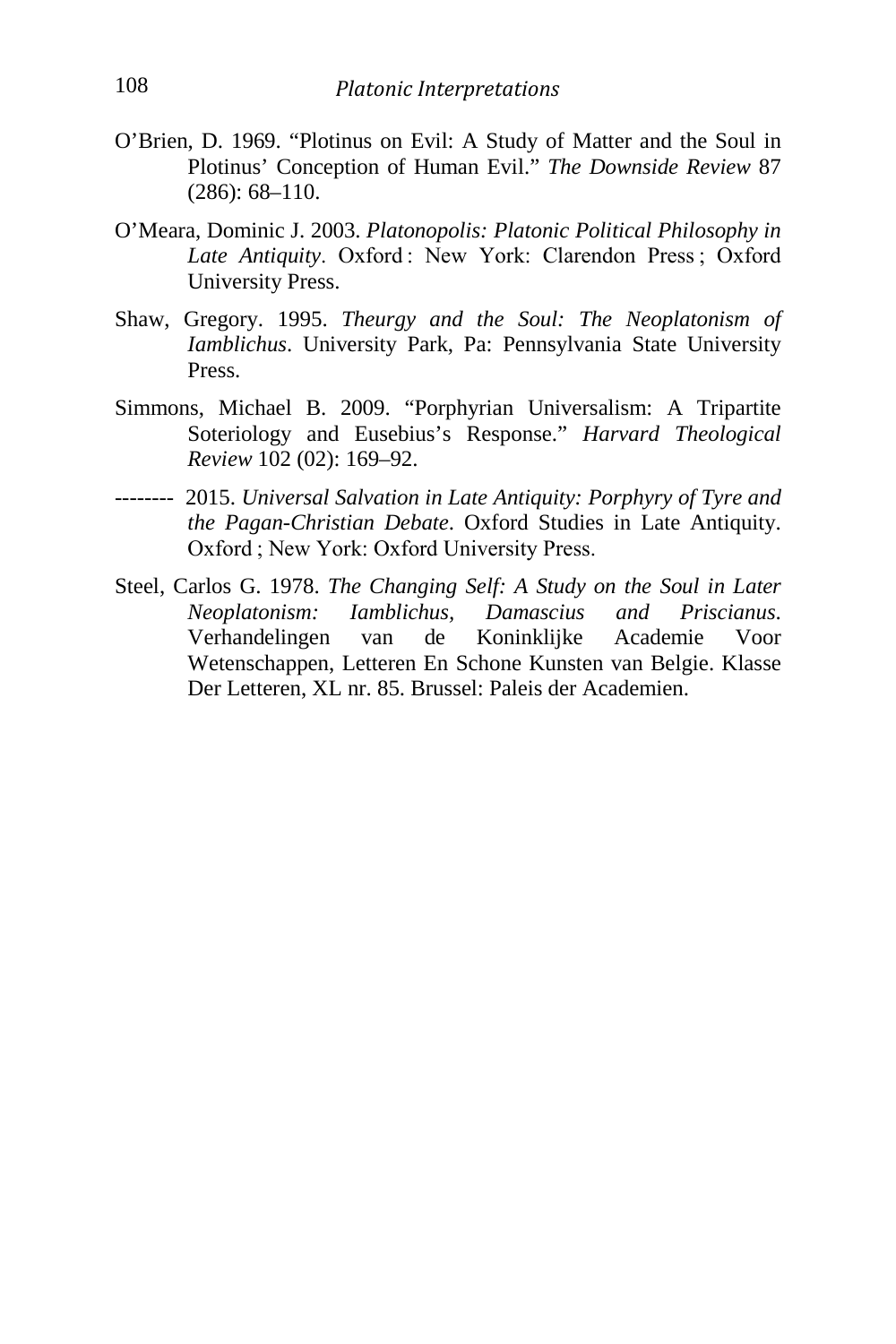O'Brien, D. 1969. "Plotinus on Evil: A Study of Matter and the Soul in Plotinus' Conception of Human Evil." *The Downside Review* 87 (286): 68–110.

O'Meara, Dominic J. 2003. *Platonopolis: Platonic Political Philosophy in Late Antiquity*. Oxford : New York: Clarendon Press ; Oxford University Press.

Shaw, Gregory. 1995. *Theurgy and the Soul: The Neoplatonism of Iamblichus*. University Park, Pa: Pennsylvania State University Press.

Simmons, Michael B. 2009. "Porphyrian Universalism: A Tripartite Soteriology and Eusebius's Response." *Harvard Theological Review* 102 (02): 169–92.

-------- 2015. *Universal Salvation in Late Antiquity: Porphyry of Tyre and the Pagan-Christian Debate*. Oxford Studies in Late Antiquity. Oxford ; New York: Oxford University Press.

Steel, Carlos G. 1978. *The Changing Self: A Study on the Soul in Later Neoplatonism: Iamblichus, Damascius and Priscianus*. Verhandelingen van de Koninklijke Academie Voor Wetenschappen, Letteren En Schone Kunsten van Belgie. Klasse Der Letteren, XL nr. 85. Brussel: Paleis der Academien.